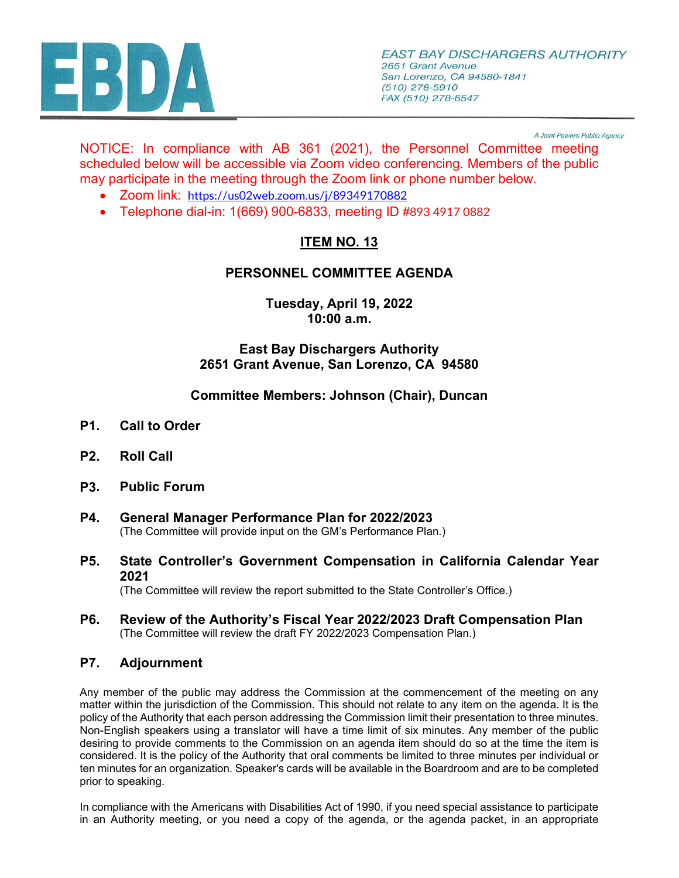EBDA

*EAST BAY DISCHARGERS AUTHORITY*
*2651 Grant Avenue*
*San Lorenzo, CA 94580-1841*
*(510) 278-5910*
*FAX (510) 278-6547*

*A Joint Powers Public Agency*

NOTICE: In compliance with AB 361 (2021), the Personnel Committee meeting scheduled below will be accessible via Zoom video conferencing. Members of the public may participate in the meeting through the Zoom link or phone number below.

- Zoom link: https://us02web.zoom.us/j/89349170882
- Telephone dial-in: 1(669) 900-6833, meeting ID #893 4917 0882

## ITEM NO. 13

## PERSONNEL COMMITTEE AGENDA

**Tuesday, April 19, 2022**
**10:00 a.m.**

**East Bay Dischargers Authority**
**2651 Grant Avenue, San Lorenzo, CA 94580**

**Committee Members: Johnson (Chair), Duncan**

**P1. Call to Order**

**P2. Roll Call**

**P3. Public Forum**

**P4. General Manager Performance Plan for 2022/2023**
(The Committee will provide input on the GM's Performance Plan.)

**P5. State Controller's Government Compensation in California Calendar Year 2021**
(The Committee will review the report submitted to the State Controller's Office.)

**P6. Review of the Authority's Fiscal Year 2022/2023 Draft Compensation Plan**
(The Committee will review the draft FY 2022/2023 Compensation Plan.)

**P7. Adjournment**

Any member of the public may address the Commission at the commencement of the meeting on any matter within the jurisdiction of the Commission. This should not relate to any item on the agenda. It is the policy of the Authority that each person addressing the Commission limit their presentation to three minutes. Non-English speakers using a translator will have a time limit of six minutes. Any member of the public desiring to provide comments to the Commission on an agenda item should do so at the time the item is considered. It is the policy of the Authority that oral comments be limited to three minutes per individual or ten minutes for an organization. Speaker's cards will be available in the Boardroom and are to be completed prior to speaking.

In compliance with the Americans with Disabilities Act of 1990, if you need special assistance to participate in an Authority meeting, or you need a copy of the agenda, or the agenda packet, in an appropriate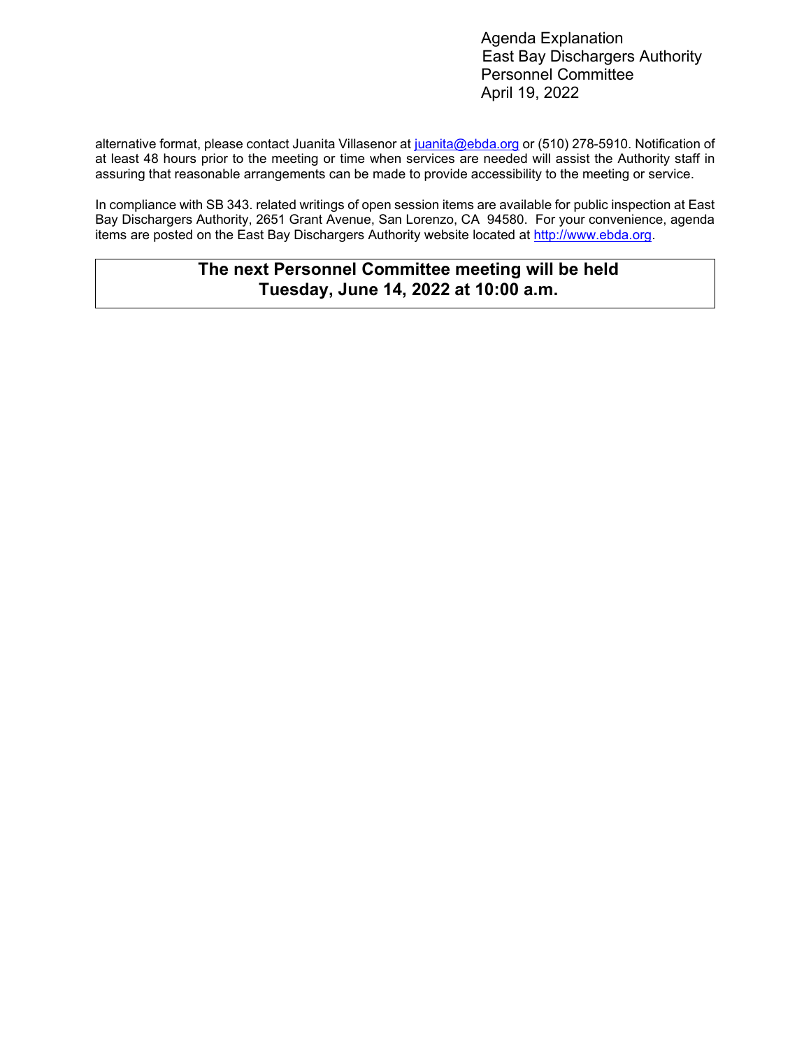alternative format, please contact Juanita Villasenor at juanita@ebda.org or (510) 278-5910. Notification of at least 48 hours prior to the meeting or time when services are needed will assist the Authority staff in assuring that reasonable arrangements can be made to provide accessibility to the meeting or service.

In compliance with SB 343. related writings of open session items are available for public inspection at East Bay Dischargers Authority, 2651 Grant Avenue, San Lorenzo, CA 94580. For your convenience, agenda items are posted on the East Bay Dischargers Authority website located at http://www.ebda.org.

**The next Personnel Committee meeting will be held Tuesday, June 14, 2022 at 10:00 a.m.**